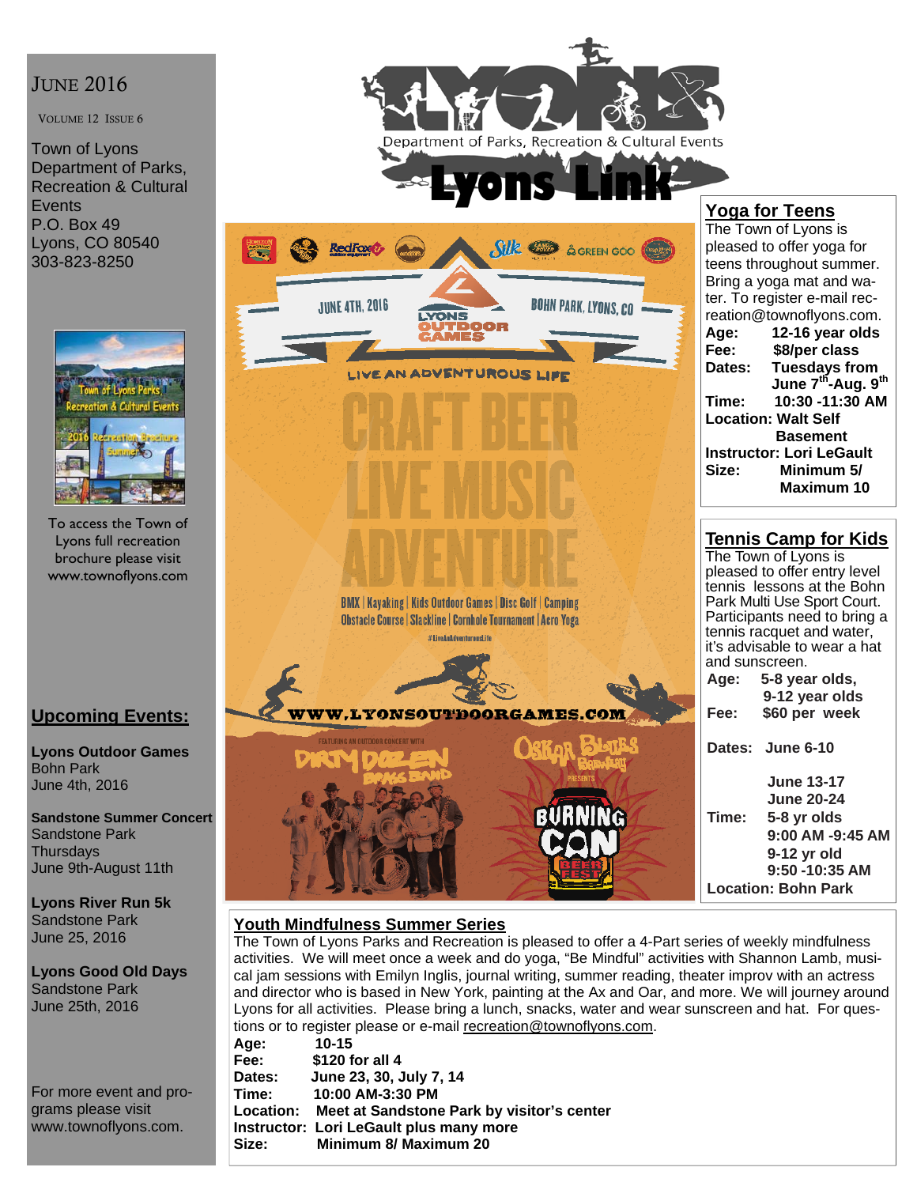June 2016

Volume 12 Issue 6

Town of Lyons
Department of Parks, Recreation & Cultural Events
P.O. Box 49
Lyons, CO 80540
303-823-8250

# Lyons Link

Department of Parks, Recreation & Cultural Events

To access the Town of Lyons full recreation brochure please visit www.townoflyons.com

## Upcoming Events:

**Lyons Outdoor Games**
Bohn Park
June 4th, 2016

**Sandstone Summer Concert**
Sandstone Park
Thursdays
June 9th-August 11th

**Lyons River Run 5k**
Sandstone Park
June 25, 2016

**Lyons Good Old Days**
Sandstone Park
June 25th, 2016

For more event and programs please visit www.townoflyons.com.

## Lyons Outdoor Games

June 4th, 2016 — Bohn Park, Lyons, CO

LIVE AN ADVENTUROUS LIFE

CRAFT BEER
LIVE MUSIC
ADVENTURE

BMX | Kayaking | Kids Outdoor Games | Disc Golf | Camping
Obstacle Course | Slackline | Cornhole Tournament | Acro Yoga

#LiveAnAdventurousLife

WWW.LYONSOUTDOORGAMES.COM

Featuring an outdoor concert with Dirty Dozen Brass Band

Oskar Blues Brewery presents Burning Can Beer Fest

## Yoga for Teens

The Town of Lyons is pleased to offer yoga for teens throughout summer. Bring a yoga mat and water. To register e-mail recreation@townoflyons.com.

**Age:** 12-16 year olds
**Fee:** $8/per class
**Dates:** Tuesdays from June 7th-Aug. 9th
**Time:** 10:30 -11:30 AM
**Location:** Walt Self Basement
**Instructor:** Lori LeGault
**Size:** Minimum 5/ Maximum 10

## Tennis Camp for Kids

The Town of Lyons is pleased to offer entry level tennis lessons at the Bohn Park Multi Use Sport Court. Participants need to bring a tennis racquet and water, it's advisable to wear a hat and sunscreen.

**Age:** 5-8 year olds, 9-12 year olds
**Fee:** $60 per week
**Dates:** June 6-10, June 13-17, June 20-24
**Time:** 5-8 yr olds 9:00 AM -9:45 AM; 9-12 yr old 9:50 -10:35 AM
**Location:** Bohn Park

## Youth Mindfulness Summer Series

The Town of Lyons Parks and Recreation is pleased to offer a 4-Part series of weekly mindfulness activities. We will meet once a week and do yoga, "Be Mindful" activities with Shannon Lamb, musical jam sessions with Emilyn Inglis, journal writing, summer reading, theater improv with an actress and director who is based in New York, painting at the Ax and Oar, and more. We will journey around Lyons for all activities. Please bring a lunch, snacks, water and wear sunscreen and hat. For questions or to register please or e-mail recreation@townoflyons.com.

**Age:** 10-15
**Fee:** $120 for all 4
**Dates:** June 23, 30, July 7, 14
**Time:** 10:00 AM-3:30 PM
**Location:** Meet at Sandstone Park by visitor's center
**Instructor:** Lori LeGault plus many more
**Size:** Minimum 8/ Maximum 20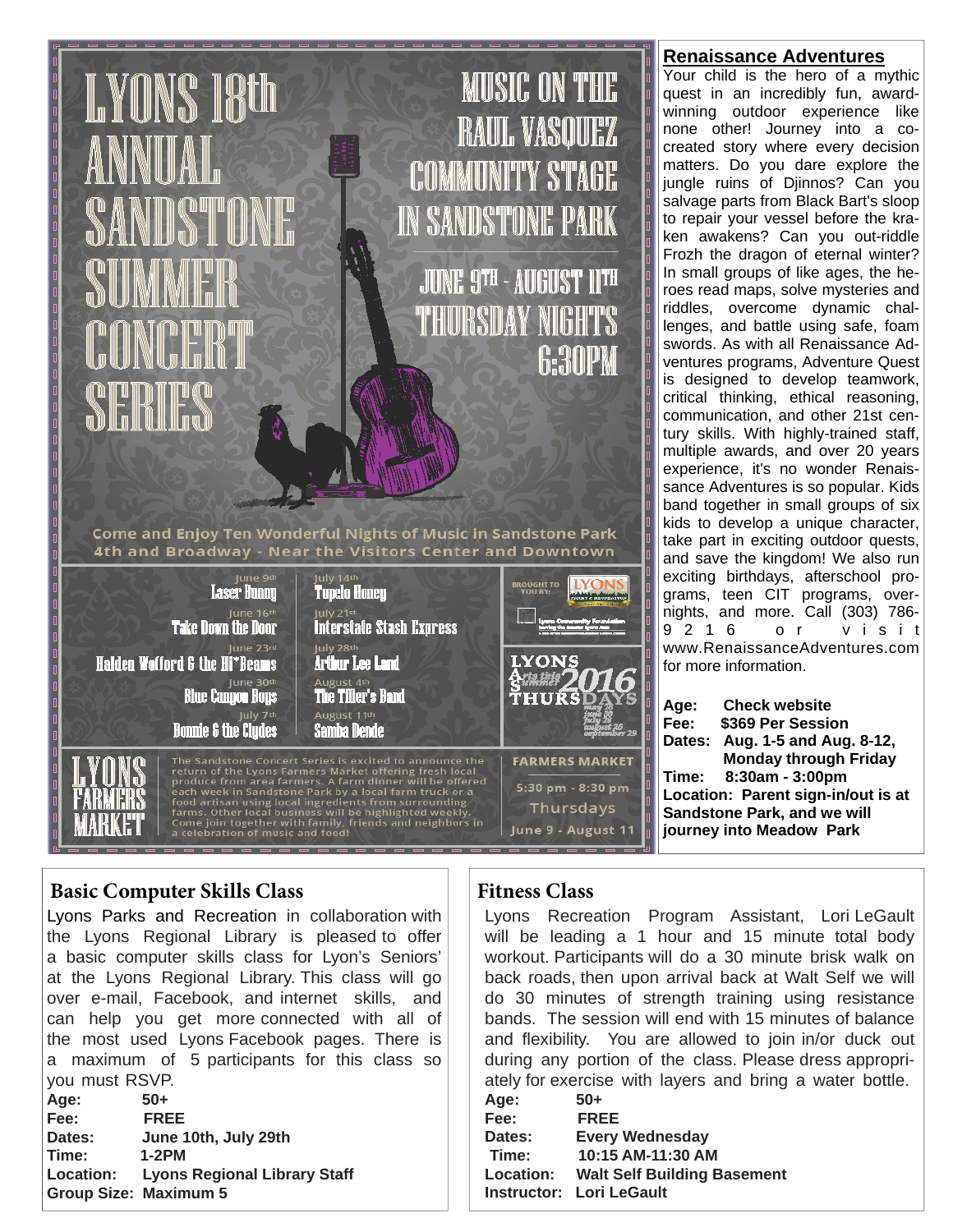# LYONS 18th ANNUAL SANDSTONE SUMMER CONCERT SERIES

## MUSIC ON THE RAUL VASQUEZ COMMUNITY STAGE IN SANDSTONE PARK

**JUNE 9TH - AUGUST 11TH THURSDAY NIGHTS 6:30PM**

Come and Enjoy Ten Wonderful Nights of Music in Sandstone Park
4th and Broadway - Near the Visitors Center and Downtown

| | |
|---|---|
| June 9th **Laser Bunny** | July 14th **Tupelo Honey** |
| June 16th **Take Down the Door** | July 21st **Interstate Stash Express** |
| June 23rd **Halden Wofford & the Hi*Beams** | July 28th **Arthur Lee Land** |
| June 30th **Blue Canyon Boys** | August 4th **The Tiller's Band** |
| July 7th **Bonnie & the Clydes** | August 11th **Samba Dende** |

BROUGHT TO YOU BY: LYONS

Lyons Community Foundation

LYONS Arts this Summer THURSDAYS 2016
may 26
june 30
july 28
august 25
september 29

### LYONS FARMERS MARKET

The Sandstone Concert Series is excited to announce the return of the Lyons Farmers Market offering fresh local produce from area farmers. A farm dinner will be offered each week in Sandstone Park by a local farm truck or a food artisan using local ingredients from surrounding farms. Other local business will be highlighted weekly. Come join together with family, friends and neighbors in a celebration of music and food!

**FARMERS MARKET**
5:30 pm - 8:30 pm
Thursdays
June 9 - August 11

## Renaissance Adventures

Your child is the hero of a mythic quest in an incredibly fun, award-winning outdoor experience like none other! Journey into a co-created story where every decision matters. Do you dare explore the jungle ruins of Djinnos? Can you salvage parts from Black Bart's sloop to repair your vessel before the kraken awakens? Can you out-riddle Frozh the dragon of eternal winter? In small groups of like ages, the heroes read maps, solve mysteries and riddles, overcome dynamic challenges, and battle using safe, foam swords. As with all Renaissance Adventures programs, Adventure Quest is designed to develop teamwork, critical thinking, ethical reasoning, communication, and other 21st century skills. With highly-trained staff, multiple awards, and over 20 years experience, it's no wonder Renaissance Adventures is so popular. Kids band together in small groups of six kids to develop a unique character, take part in exciting outdoor quests, and save the kingdom! We also run exciting birthdays, afterschool programs, teen CIT programs, overnights, and more. Call (303) 786-9216 or visit www.RenaissanceAdventures.com for more information.

**Age:** Check website
**Fee:** $369 Per Session
**Dates:** Aug. 1-5 and Aug. 8-12, Monday through Friday
**Time:** 8:30am - 3:00pm
**Location:** Parent sign-in/out is at Sandstone Park, and we will journey into Meadow Park

## Basic Computer Skills Class

Lyons Parks and Recreation in collaboration with the Lyons Regional Library is pleased to offer a basic computer skills class for Lyon's Seniors' at the Lyons Regional Library. This class will go over e-mail, Facebook, and internet skills, and can help you get more connected with all of the most used Lyons Facebook pages. There is a maximum of 5 participants for this class so you must RSVP.

**Age:** 50+
**Fee:** FREE
**Dates:** June 10th, July 29th
**Time:** 1-2PM
**Location:** Lyons Regional Library Staff
**Group Size:** Maximum 5

## Fitness Class

Lyons Recreation Program Assistant, Lori LeGault will be leading a 1 hour and 15 minute total body workout. Participants will do a 30 minute brisk walk on back roads, then upon arrival back at Walt Self we will do 30 minutes of strength training using resistance bands. The session will end with 15 minutes of balance and flexibility. You are allowed to join in/or duck out during any portion of the class. Please dress appropriately for exercise with layers and bring a water bottle.

**Age:** 50+
**Fee:** FREE
**Dates:** Every Wednesday
**Time:** 10:15 AM-11:30 AM
**Location:** Walt Self Building Basement
**Instructor:** Lori LeGault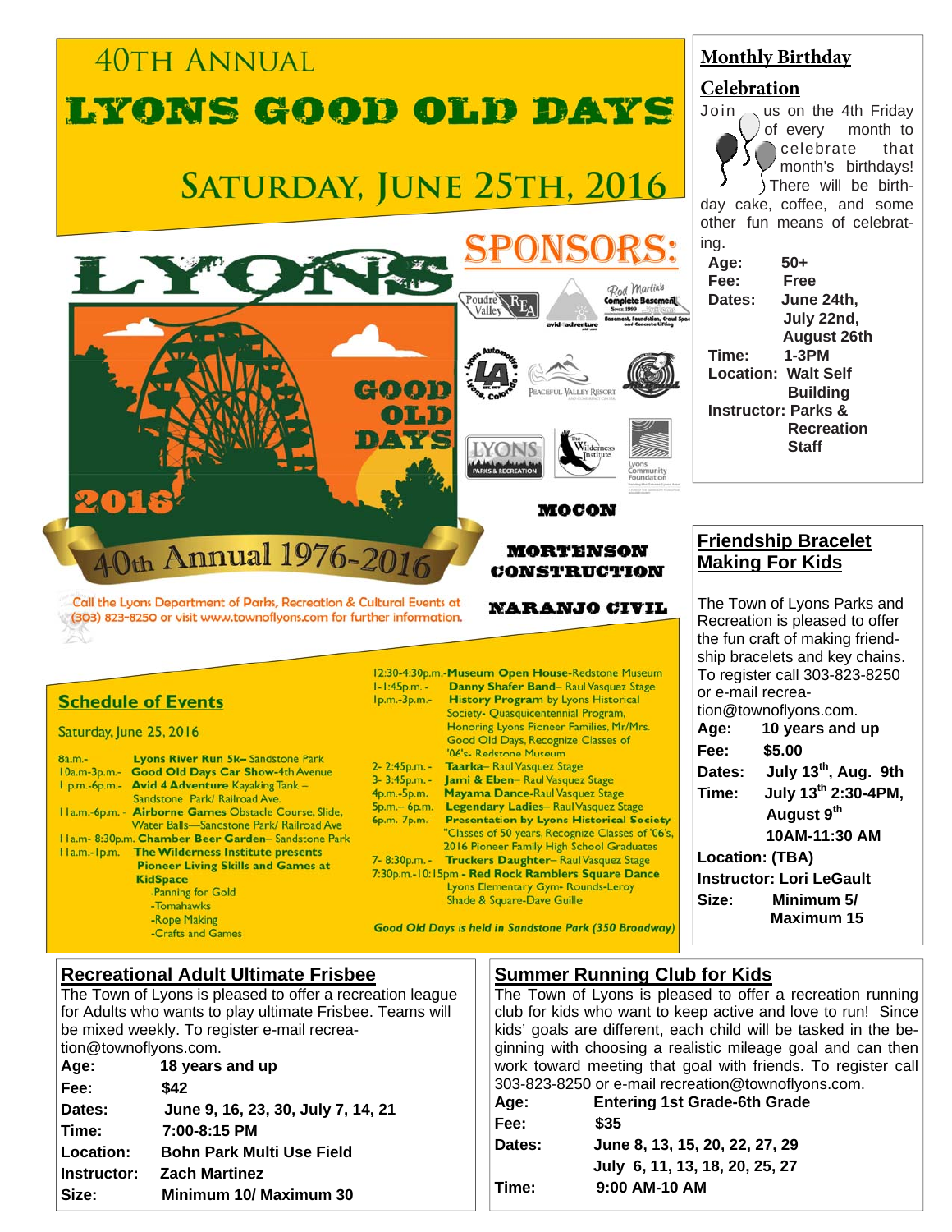# 40TH ANNUAL

# LYONS GOOD OLD DAYS

## SATURDAY, JUNE 25TH, 2016

LYONS GOOD OLD DAYS 2016

40th Annual 1976-2016

Call the Lyons Department of Parks, Recreation & Cultural Events at (303) 823-8250 or visit www.townoflyons.com for further information.

## SPONSORS:

Poudre Valley REA

avid 4 adventure

Rod Martin's Complete Basement

Lyons Automotive

Peaceful Valley Resort

Lyons Parks & Recreation

The Wilderness Institute

Lyons Community Foundation

MOCON

MORTENSON CONSTRUCTION

NARANJO CIVIL

## Schedule of Events

Saturday, June 25, 2016

- 8a.m.- **Lyons River Run 5k**– Sandstone Park
- 10a.m-3p.m.- **Good Old Days Car Show**-4th Avenue
- 1 p.m.-6p.m.- **Avid 4 Adventure** Kayaking Tank – Sandstone Park/ Railroad Ave.
- 11a.m.-6p.m. - **Airborne Games** Obstacle Course, Slide, Water Balls—Sandstone Park/ Railroad Ave
- 11a.m- 8:30p.m. **Chamber Beer Garden**– Sandstone Park
- 11a.m.-1p.m. **The Wilderness Institute presents Pioneer Living Skills and Games at KidSpace**
  - -Panning for Gold
  - -Tomahawks
  - -Rope Making
  - -Crafts and Games
- 12:30-4:30p.m.-**Museum Open House**-Redstone Museum
- 1-1:45p.m. - **Danny Shafer Band**– Raul Vasquez Stage
- 1p.m.-3p.m.- **History Program** by Lyons Historical Society- Quasquicentennial Program, Honoring Lyons Pioneer Families, Mr/Mrs. Good Old Days, Recognize Classes of '06's- Redstone Museum
- 2- 2:45p.m. - **Taarka**– Raul Vasquez Stage
- 3- 3:45p.m. - **Jami & Eben**– Raul Vasquez Stage
- 4p.m.-5p.m. **Mayama Dance**-Raul Vasquez Stage
- 5p.m.– 6p.m. **Legendary Ladies**– Raul Vasquez Stage
- 6p.m. 7p.m. **Presentation by Lyons Historical Society** "Classes of 50 years, Recognize Classes of '06's, 2016 Pioneer Family High School Graduates
- 7- 8:30p.m. - **Truckers Daughter**– Raul Vasquez Stage
- 7:30p.m.-10:15pm - **Red Rock Ramblers Square Dance** Lyons Elementary Gym- Rounds-Leroy Shade & Square-Dave Guille

*Good Old Days is held in Sandstone Park (350 Broadway)*

## Monthly Birthday Celebration

Join us on the 4th Friday of every month to celebrate that month's birthdays! There will be birthday cake, coffee, and some other fun means of celebrating.

**Age:** 50+
**Fee:** Free
**Dates:** June 24th, July 22nd, August 26th
**Time:** 1-3PM
**Location:** Walt Self Building
**Instructor:** Parks & Recreation Staff

## Friendship Bracelet Making For Kids

The Town of Lyons Parks and Recreation is pleased to offer the fun craft of making friendship bracelets and key chains. To register call 303-823-8250 or e-mail recreation@townoflyons.com.

**Age:** 10 years and up
**Fee:** $5.00
**Dates:** July 13th, Aug. 9th
**Time:** July 13th 2:30-4PM, August 9th 10AM-11:30 AM
**Location:** (TBA)
**Instructor:** Lori LeGault
**Size:** Minimum 5/ Maximum 15

## Recreational Adult Ultimate Frisbee

The Town of Lyons is pleased to offer a recreation league for Adults who wants to play ultimate Frisbee. Teams will be mixed weekly. To register e-mail recreation@townoflyons.com.

**Age:** 18 years and up
**Fee:** $42
**Dates:** June 9, 16, 23, 30, July 7, 14, 21
**Time:** 7:00-8:15 PM
**Location:** Bohn Park Multi Use Field
**Instructor:** Zach Martinez
**Size:** Minimum 10/ Maximum 30

## Summer Running Club for Kids

The Town of Lyons is pleased to offer a recreation running club for kids who want to keep active and love to run! Since kids' goals are different, each child will be tasked in the beginning with choosing a realistic mileage goal and can then work toward meeting that goal with friends. To register call 303-823-8250 or e-mail recreation@townoflyons.com.

**Age:** Entering 1st Grade-6th Grade
**Fee:** $35
**Dates:** June 8, 13, 15, 20, 22, 27, 29; July 6, 11, 13, 18, 20, 25, 27
**Time:** 9:00 AM-10 AM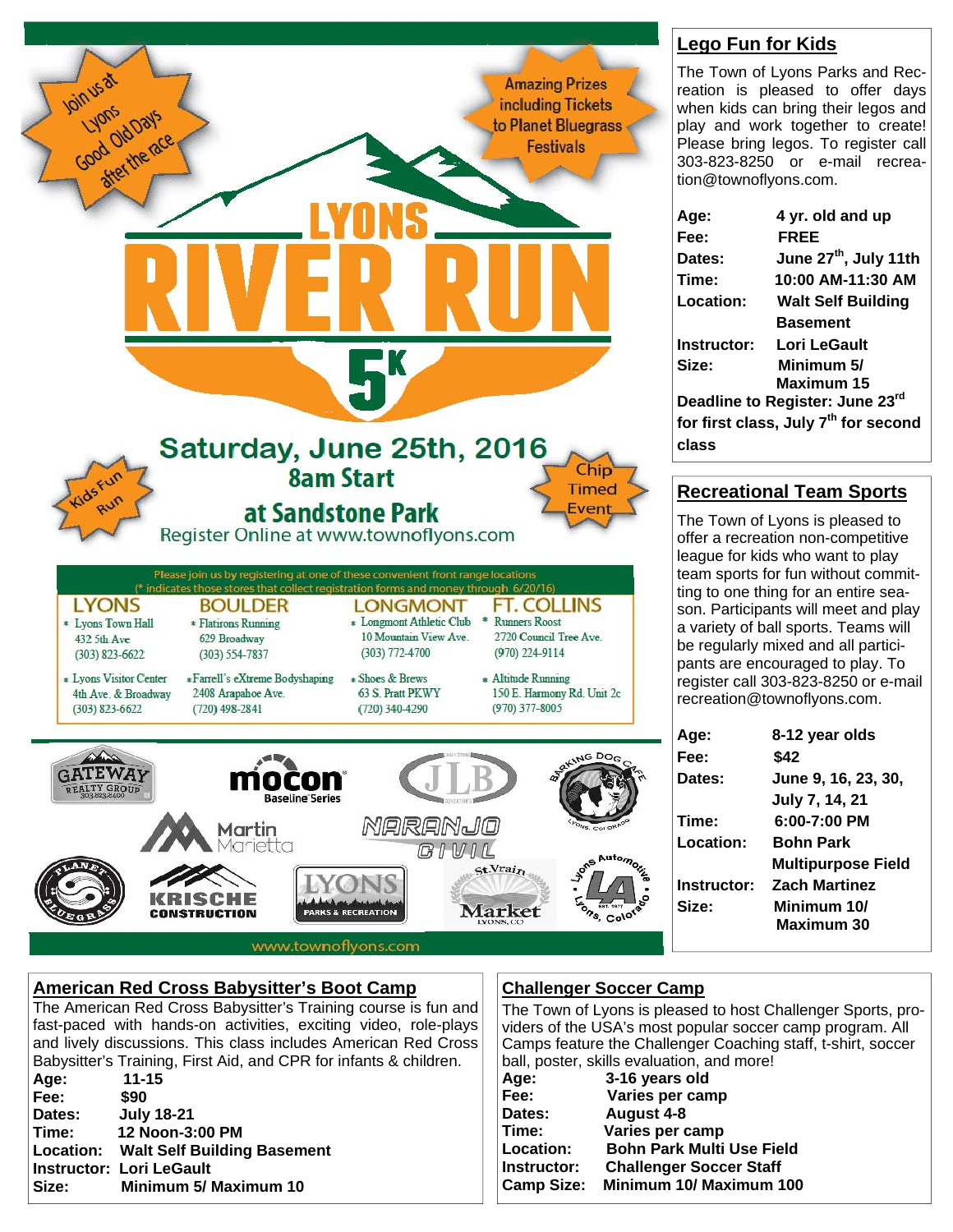Join us at Lyons Good Old Days after the race

Amazing Prizes including Tickets to Planet Bluegrass Festivals

# LYONS RIVER RUN 5K

## Saturday, June 25th, 2016

### 8am Start

### at Sandstone Park

Register Online at www.townoflyons.com

Kids Fun Run

Chip Timed Event

Please join us by registering at one of these convenient front range locations
(* indicates those stores that collect registration forms and money through 6/20/16)

**LYONS**
- * Lyons Town Hall, 432 5th Ave, (303) 823-6622
- * Lyons Visitor Center, 4th Ave. & Broadway, (303) 823-6622

**BOULDER**
- * Flatirons Running, 629 Broadway, (303) 554-7837
- * Farrell's eXtreme Bodyshaping, 2408 Arapahoe Ave., (720) 498-2841

**LONGMONT**
- * Longmont Athletic Club, 10 Mountain View Ave., (303) 772-4700
- * Shoes & Brews, 63 S. Pratt PKWY, (720) 340-4290

**FT. COLLINS**
- * Runners Roost, 2720 Council Tree Ave., (970) 224-9114
- * Altitude Running, 150 E. Harmony Rd. Unit 2c, (970) 377-8005

Gateway Realty Group · mocon Baseline Series · JLB · Barking Dog Cafe · Martin Marietta · Naranjo Civil · Planet Bluegrass · Krische Construction · Lyons Parks & Recreation · St. Vrain Market · Lyons Automotive

www.townoflyons.com

## Lego Fun for Kids

The Town of Lyons Parks and Recreation is pleased to offer days when kids can bring their legos and play and work together to create! Please bring legos. To register call 303-823-8250 or e-mail recreation@townoflyons.com.

**Age:** 4 yr. old and up
**Fee:** FREE
**Dates:** June 27th, July 11th
**Time:** 10:00 AM-11:30 AM
**Location:** Walt Self Building Basement
**Instructor:** Lori LeGault
**Size:** Minimum 5/ Maximum 15
**Deadline to Register: June 23rd for first class, July 7th for second class**

## Recreational Team Sports

The Town of Lyons is pleased to offer a recreation non-competitive league for kids who want to play team sports for fun without committing to one thing for an entire season. Participants will meet and play a variety of ball sports. Teams will be regularly mixed and all participants are encouraged to play. To register call 303-823-8250 or e-mail recreation@townoflyons.com.

**Age:** 8-12 year olds
**Fee:** $42
**Dates:** June 9, 16, 23, 30, July 7, 14, 21
**Time:** 6:00-7:00 PM
**Location:** Bohn Park Multipurpose Field
**Instructor:** Zach Martinez
**Size:** Minimum 10/ Maximum 30

## American Red Cross Babysitter's Boot Camp

The American Red Cross Babysitter's Training course is fun and fast-paced with hands-on activities, exciting video, role-plays and lively discussions. This class includes American Red Cross Babysitter's Training, First Aid, and CPR for infants & children.

**Age:** 11-15
**Fee:** $90
**Dates:** July 18-21
**Time:** 12 Noon-3:00 PM
**Location:** Walt Self Building Basement
**Instructor:** Lori LeGault
**Size:** Minimum 5/ Maximum 10

## Challenger Soccer Camp

The Town of Lyons is pleased to host Challenger Sports, providers of the USA's most popular soccer camp program. All Camps feature the Challenger Coaching staff, t-shirt, soccer ball, poster, skills evaluation, and more!

**Age:** 3-16 years old
**Fee:** Varies per camp
**Dates:** August 4-8
**Time:** Varies per camp
**Location:** Bohn Park Multi Use Field
**Instructor:** Challenger Soccer Staff
**Camp Size:** Minimum 10/ Maximum 100